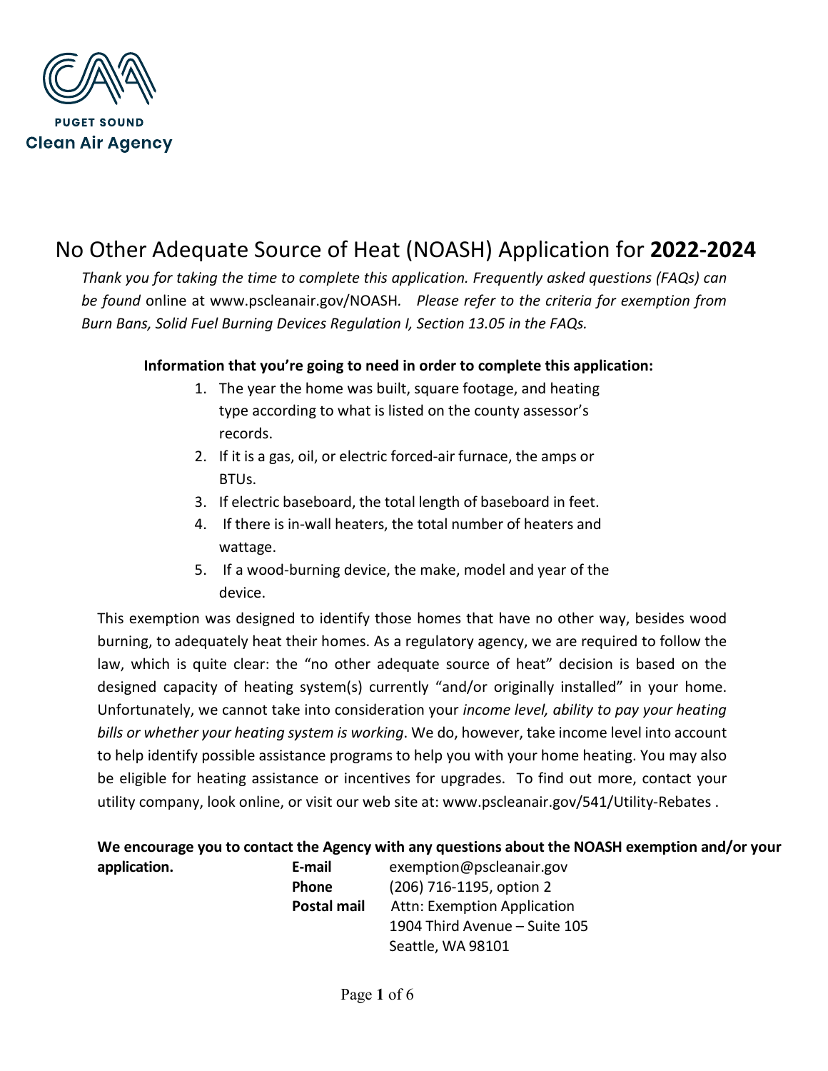PUGET SOUND
**Clean Air Agency**

# No Other Adequate Source of Heat (NOASH) Application for **2022-2024**

*Thank you for taking the time to complete this application. Frequently asked questions (FAQs) can be found* online at www.pscleanair.gov/NOASH*. Please refer to the criteria for exemption from Burn Bans, Solid Fuel Burning Devices Regulation I, Section 13.05 in the FAQs.*

**Information that you're going to need in order to complete this application:**

1. The year the home was built, square footage, and heating type according to what is listed on the county assessor's records.
2. If it is a gas, oil, or electric forced-air furnace, the amps or BTUs.
3. If electric baseboard, the total length of baseboard in feet.
4. If there is in-wall heaters, the total number of heaters and wattage.
5. If a wood-burning device, the make, model and year of the device.

This exemption was designed to identify those homes that have no other way, besides wood burning, to adequately heat their homes. As a regulatory agency, we are required to follow the law, which is quite clear: the "no other adequate source of heat" decision is based on the designed capacity of heating system(s) currently "and/or originally installed" in your home. Unfortunately, we cannot take into consideration your *income level, ability to pay your heating bills or whether your heating system is working*. We do, however, take income level into account to help identify possible assistance programs to help you with your home heating. You may also be eligible for heating assistance or incentives for upgrades. To find out more, contact your utility company, look online, or visit our web site at: www.pscleanair.gov/541/Utility-Rebates .

**We encourage you to contact the Agency with any questions about the NOASH exemption and/or your application.**

**E-mail** exemption@pscleanair.gov
**Phone** (206) 716-1195, option 2
**Postal mail** Attn: Exemption Application
1904 Third Avenue – Suite 105
Seattle, WA 98101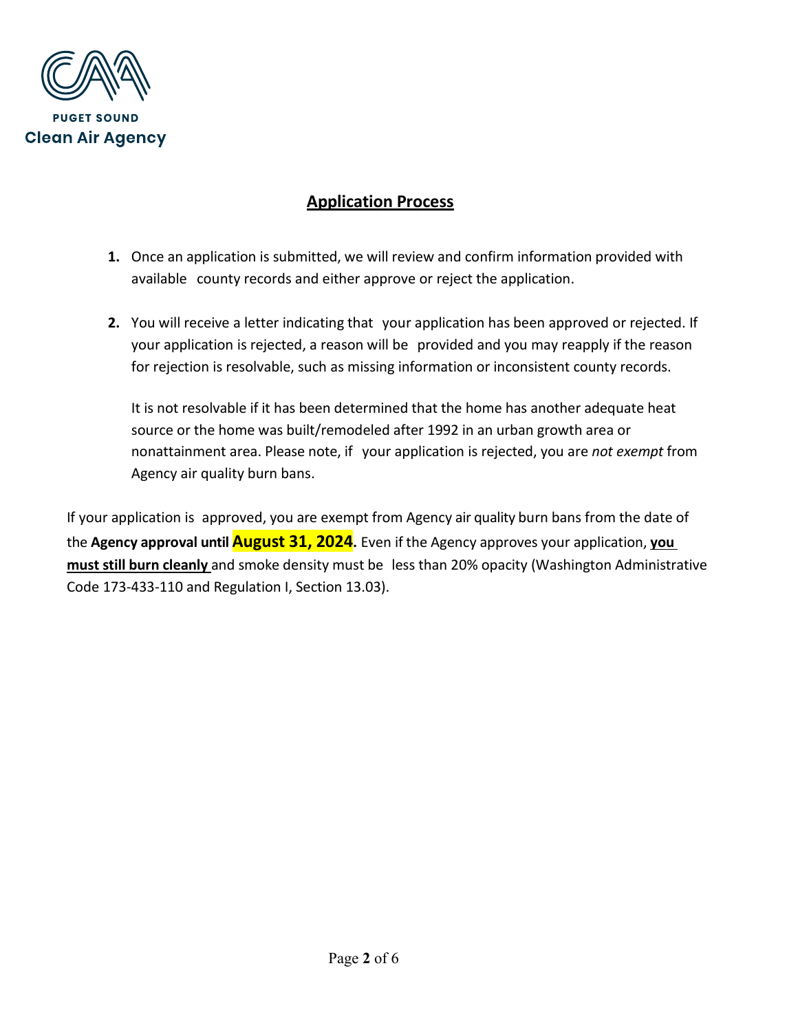PUGET SOUND
Clean Air Agency

## Application Process

1. Once an application is submitted, we will review and confirm information provided with available county records and either approve or reject the application.

2. You will receive a letter indicating that your application has been approved or rejected. If your application is rejected, a reason will be provided and you may reapply if the reason for rejection is resolvable, such as missing information or inconsistent county records.

   It is not resolvable if it has been determined that the home has another adequate heat source or the home was built/remodeled after 1992 in an urban growth area or nonattainment area. Please note, if your application is rejected, you are *not exempt* from Agency air quality burn bans.

If your application is approved, you are exempt from Agency air quality burn bans from the date of the **Agency approval until August 31, 2024.** Even if the Agency approves your application, **you must still burn cleanly** and smoke density must be less than 20% opacity (Washington Administrative Code 173-433-110 and Regulation I, Section 13.03).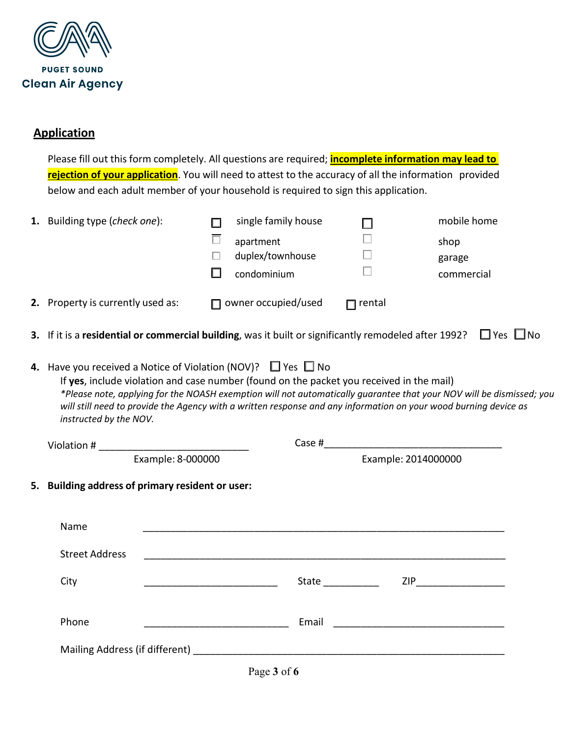PUGET SOUND
Clean Air Agency

## Application

Please fill out this form completely. All questions are required; **incomplete information may lead to rejection of your application**. You will need to attest to the accuracy of all the information provided below and each adult member of your household is required to sign this application.

1. Building type (*check one*):
   - ☐ single family house
   - ☐ apartment
   - ☐ duplex/townhouse
   - ☐ condominium
   - ☐ mobile home
   - ☐ shop
   - ☐ garage
   - ☐ commercial

2. Property is currently used as: ☐ owner occupied/used ☐ rental

3. If it is a **residential or commercial building**, was it built or significantly remodeled after 1992? ☐ Yes ☐ No

4. Have you received a Notice of Violation (NOV)? ☐ Yes ☐ No

   If **yes**, include violation and case number (found on the packet you received in the mail)

   *\*Please note, applying for the NOASH exemption will not automatically guarantee that your NOV will be dismissed; you will still need to provide the Agency with a written response and any information on your wood burning device as instructed by the NOV.*

   Violation # ____________________________ Example: 8-000000

   Case #__________________________________ Example: 2014000000

5. **Building address of primary resident or user:**

   Name ________________________________________________________________

   Street Address ________________________________________________________________

   City ________________________ State __________ ZIP________________

   Phone ________________________ Email ______________________________

   Mailing Address (if different) ____________________________________________________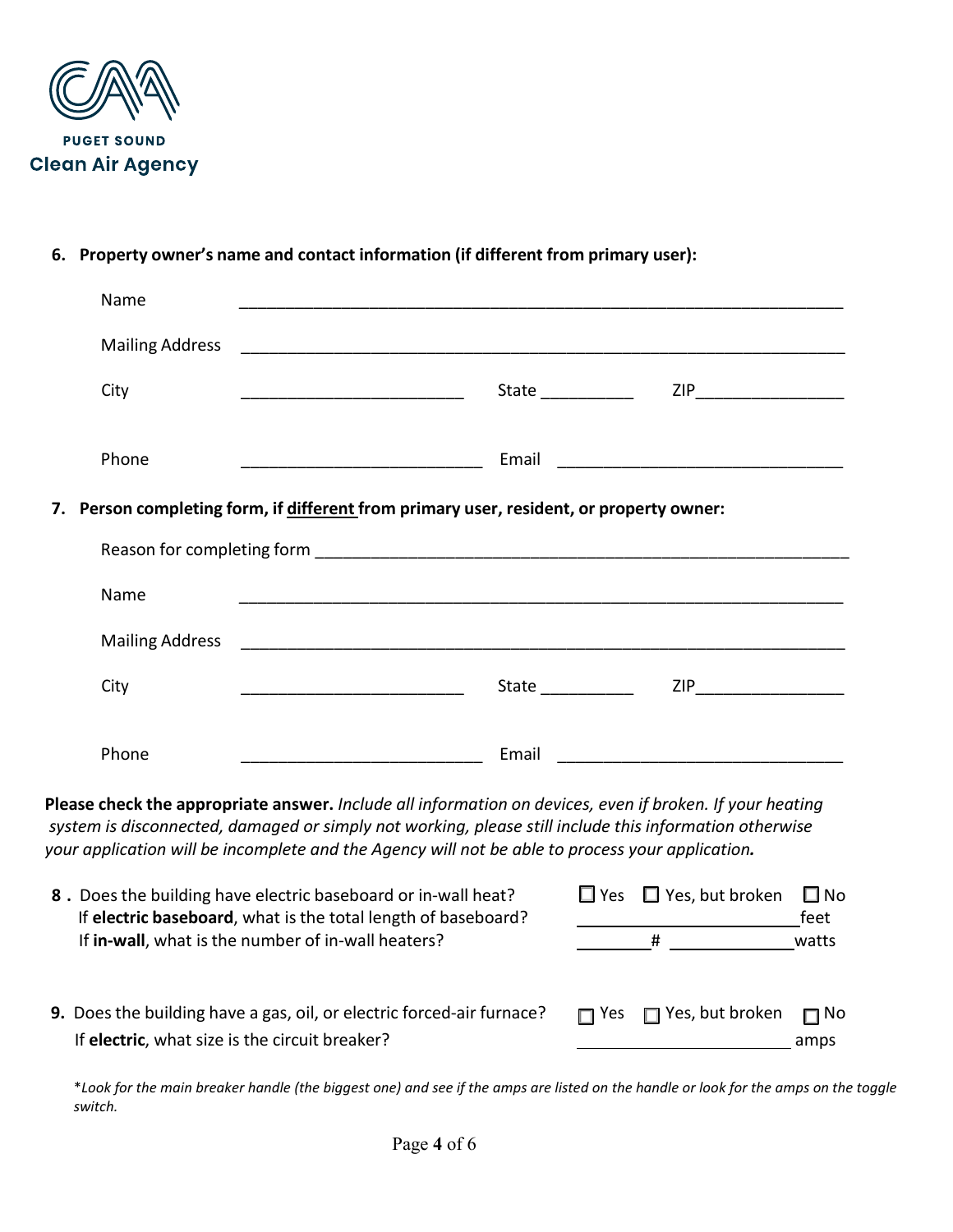**PUGET SOUND**
**Clean Air Agency**

6. **Property owner's name and contact information (if different from primary user):**

Name ____________________________________________

Mailing Address ____________________________________________

City ______________________ State __________ ZIP ______________

Phone ______________________ Email ______________________

7. **Person completing form, if <u>different</u> from primary user, resident, or property owner:**

Reason for completing form ____________________________________________

Name ____________________________________________

Mailing Address ____________________________________________

City ______________________ State __________ ZIP ______________

Phone ______________________ Email ______________________

**Please check the appropriate answer.** *Include all information on devices, even if broken. If your heating system is disconnected, damaged or simply not working, please still include this information otherwise your application will be incomplete and the Agency will not be able to process your application.*

8. Does the building have electric baseboard or in-wall heat? ☐ Yes ☐ Yes, but broken ☐ No
   If **electric baseboard**, what is the total length of baseboard? ______________ feet
   If **in-wall**, what is the number of in-wall heaters? ________ # ______________ watts

9. Does the building have a gas, oil, or electric forced-air furnace? ☐ Yes ☐ Yes, but broken ☐ No
   If **electric**, what size is the circuit breaker? ______________ amps

*\*Look for the main breaker handle (the biggest one) and see if the amps are listed on the handle or look for the amps on the toggle switch.*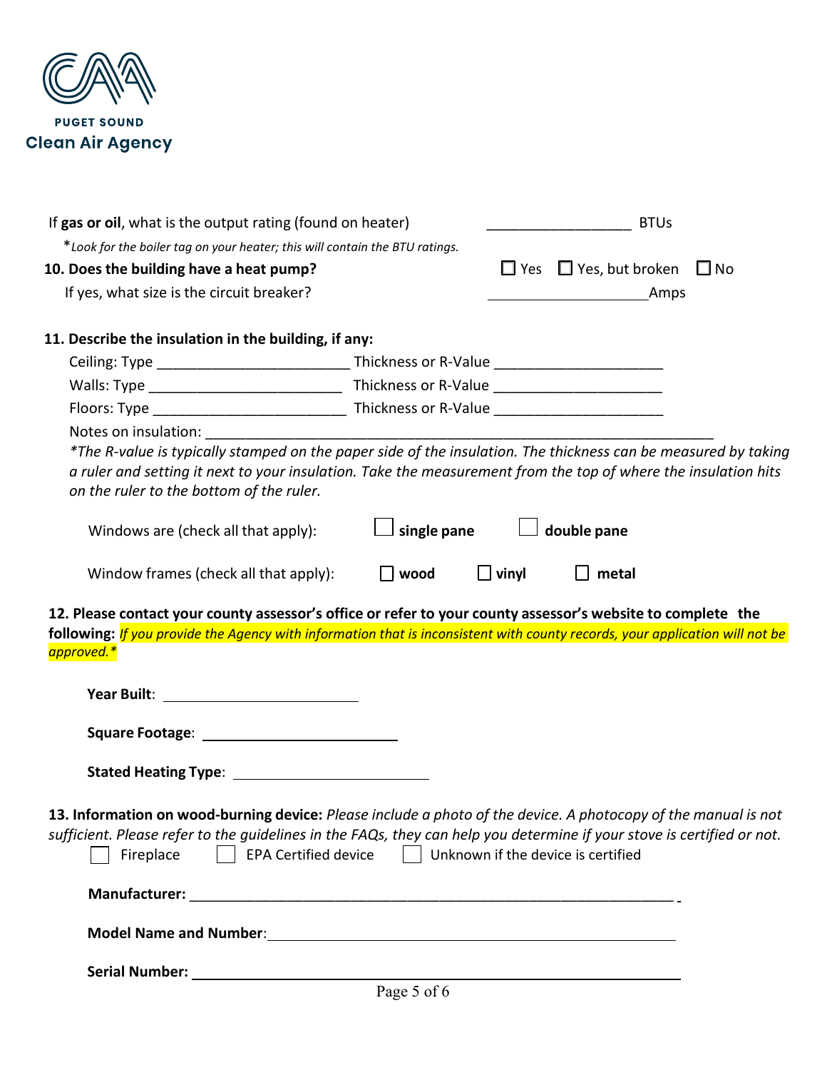PUGET SOUND
Clean Air Agency

If **gas or oil**, what is the output rating (found on heater) ________________ BTUs

*\*Look for the boiler tag on your heater; this will contain the BTU ratings.*

**10. Does the building have a heat pump?** ☐ Yes ☐ Yes, but broken ☐ No

If yes, what size is the circuit breaker? ________________ Amps

**11. Describe the insulation in the building, if any:**

Ceiling: Type ______________________ Thickness or R-Value ____________________

Walls: Type ______________________ Thickness or R-Value ____________________

Floors: Type ______________________ Thickness or R-Value ____________________

Notes on insulation: ____________________________________________________________

*\*The R-value is typically stamped on the paper side of the insulation. The thickness can be measured by taking a ruler and setting it next to your insulation. Take the measurement from the top of where the insulation hits on the ruler to the bottom of the ruler.*

Windows are (check all that apply): ☐ **single pane** ☐ **double pane**

Window frames (check all that apply): ☐ **wood** ☐ **vinyl** ☐ **metal**

**12. Please contact your county assessor's office or refer to your county assessor's website to complete the following:** *If you provide the Agency with information that is inconsistent with county records, your application will not be approved.\**

**Year Built**: ______________________

**Square Footage**: ______________________

**Stated Heating Type**: ______________________

**13. Information on wood-burning device:** *Please include a photo of the device. A photocopy of the manual is not sufficient. Please refer to the guidelines in the FAQs, they can help you determine if your stove is certified or not.*

☐ Fireplace ☐ EPA Certified device ☐ Unknown if the device is certified

**Manufacturer:** ____________________________________________________________

**Model Name and Number**: ____________________________________________________________

**Serial Number:** ____________________________________________________________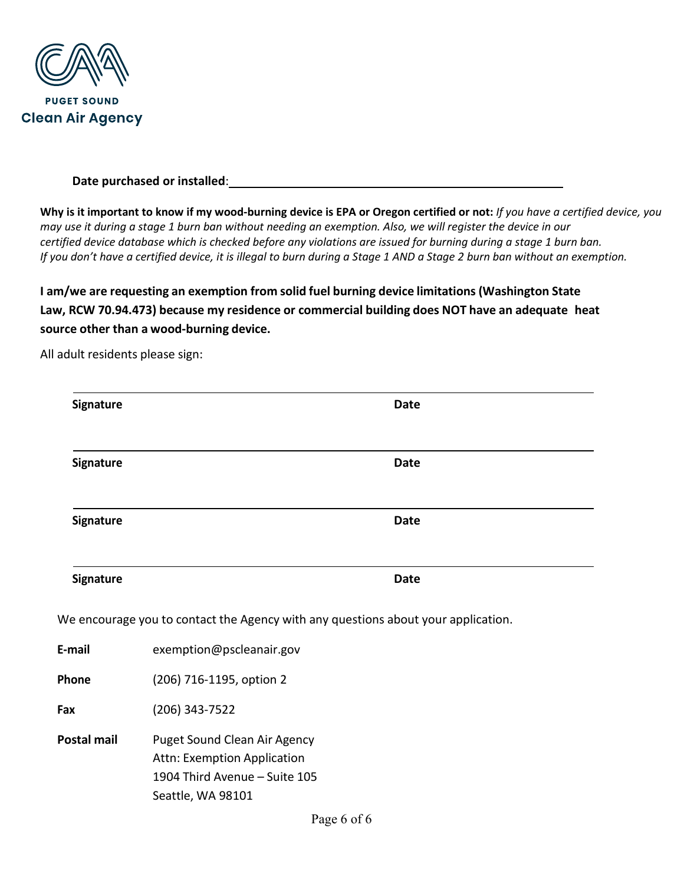**PUGET SOUND**
**Clean Air Agency**

**Date purchased or installed**: ______________________________

**Why is it important to know if my wood-burning device is EPA or Oregon certified or not:** *If you have a certified device, you may use it during a stage 1 burn ban without needing an exemption. Also, we will register the device in our certified device database which is checked before any violations are issued for burning during a stage 1 burn ban. If you don't have a certified device, it is illegal to burn during a Stage 1 AND a Stage 2 burn ban without an exemption.*

**I am/we are requesting an exemption from solid fuel burning device limitations (Washington State Law, RCW 70.94.473) because my residence or commercial building does NOT have an adequate heat source other than a wood-burning device.**

All adult residents please sign:

| | |
|---|---|
| **Signature** ______________________ | **Date** ______________________ |
| **Signature** ______________________ | **Date** ______________________ |
| **Signature** ______________________ | **Date** ______________________ |
| **Signature** ______________________ | **Date** ______________________ |

We encourage you to contact the Agency with any questions about your application.

| | |
|---|---|
| **E-mail** | exemption@pscleanair.gov |
| **Phone** | (206) 716-1195, option 2 |
| **Fax** | (206) 343-7522 |
| **Postal mail** | Puget Sound Clean Air Agency<br>Attn: Exemption Application<br>1904 Third Avenue – Suite 105<br>Seattle, WA 98101 |